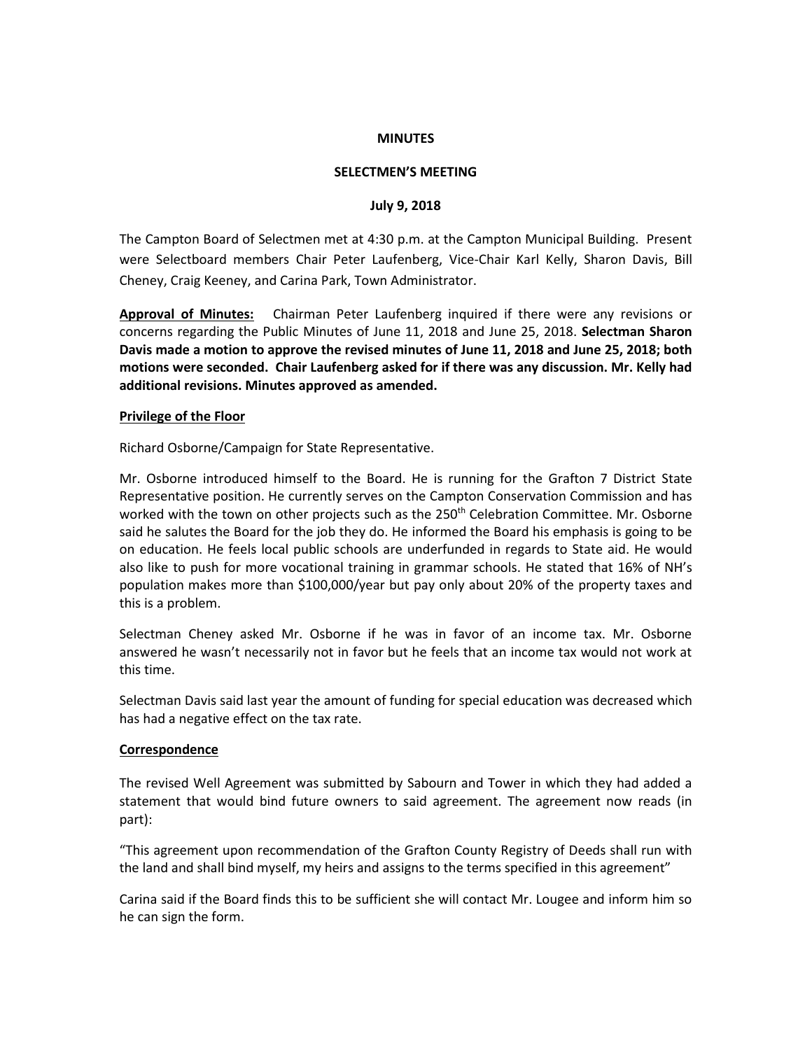**MINUTES**

**SELECTMEN'S MEETING**

**July 9, 2018**

The Campton Board of Selectmen met at 4:30 p.m. at the Campton Municipal Building. Present were Selectboard members Chair Peter Laufenberg, Vice-Chair Karl Kelly, Sharon Davis, Bill Cheney, Craig Keeney, and Carina Park, Town Administrator.

**Approval of Minutes:** Chairman Peter Laufenberg inquired if there were any revisions or concerns regarding the Public Minutes of June 11, 2018 and June 25, 2018. **Selectman Sharon Davis made a motion to approve the revised minutes of June 11, 2018 and June 25, 2018; both motions were seconded. Chair Laufenberg asked for if there was any discussion. Mr. Kelly had additional revisions. Minutes approved as amended.**

**Privilege of the Floor**

Richard Osborne/Campaign for State Representative.

Mr. Osborne introduced himself to the Board. He is running for the Grafton 7 District State Representative position. He currently serves on the Campton Conservation Commission and has worked with the town on other projects such as the 250th Celebration Committee. Mr. Osborne said he salutes the Board for the job they do. He informed the Board his emphasis is going to be on education. He feels local public schools are underfunded in regards to State aid. He would also like to push for more vocational training in grammar schools. He stated that 16% of NH's population makes more than $100,000/year but pay only about 20% of the property taxes and this is a problem.

Selectman Cheney asked Mr. Osborne if he was in favor of an income tax. Mr. Osborne answered he wasn't necessarily not in favor but he feels that an income tax would not work at this time.

Selectman Davis said last year the amount of funding for special education was decreased which has had a negative effect on the tax rate.

**Correspondence**

The revised Well Agreement was submitted by Sabourn and Tower in which they had added a statement that would bind future owners to said agreement. The agreement now reads (in part):

"This agreement upon recommendation of the Grafton County Registry of Deeds shall run with the land and shall bind myself, my heirs and assigns to the terms specified in this agreement"

Carina said if the Board finds this to be sufficient she will contact Mr. Lougee and inform him so he can sign the form.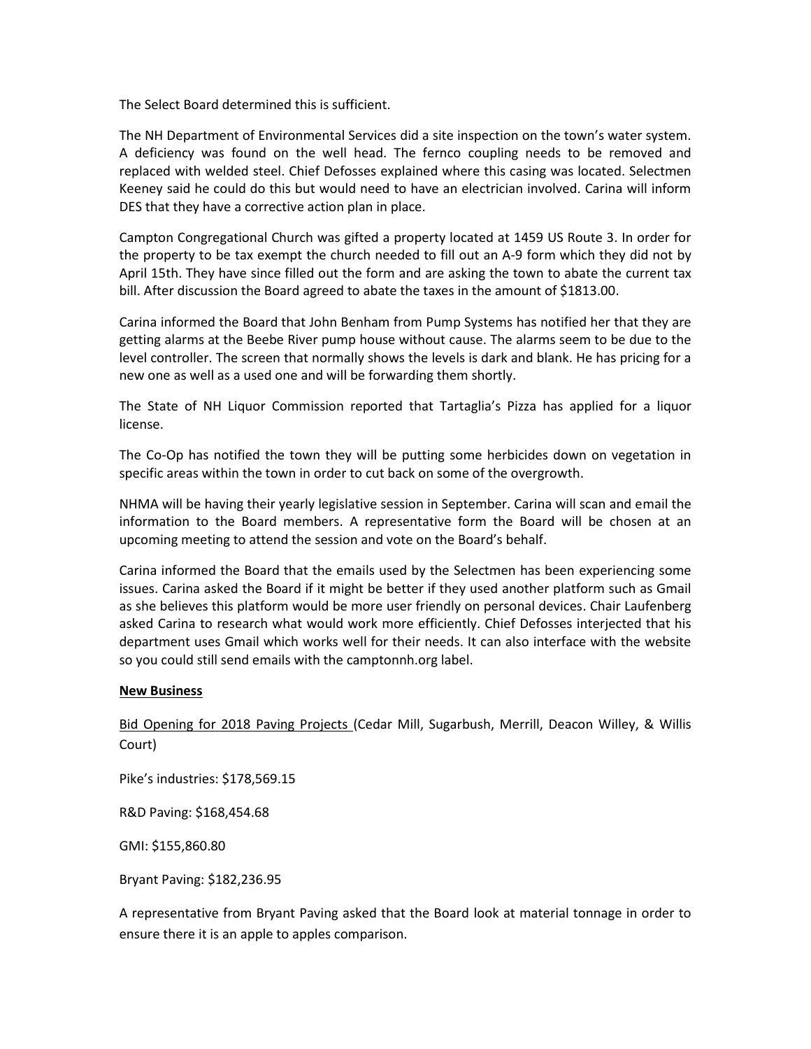The Select Board determined this is sufficient.

The NH Department of Environmental Services did a site inspection on the town's water system. A deficiency was found on the well head. The fernco coupling needs to be removed and replaced with welded steel. Chief Defosses explained where this casing was located. Selectmen Keeney said he could do this but would need to have an electrician involved. Carina will inform DES that they have a corrective action plan in place.

Campton Congregational Church was gifted a property located at 1459 US Route 3. In order for the property to be tax exempt the church needed to fill out an A-9 form which they did not by April 15th. They have since filled out the form and are asking the town to abate the current tax bill. After discussion the Board agreed to abate the taxes in the amount of $1813.00.

Carina informed the Board that John Benham from Pump Systems has notified her that they are getting alarms at the Beebe River pump house without cause. The alarms seem to be due to the level controller. The screen that normally shows the levels is dark and blank. He has pricing for a new one as well as a used one and will be forwarding them shortly.

The State of NH Liquor Commission reported that Tartaglia's Pizza has applied for a liquor license.

The Co-Op has notified the town they will be putting some herbicides down on vegetation in specific areas within the town in order to cut back on some of the overgrowth.

NHMA will be having their yearly legislative session in September. Carina will scan and email the information to the Board members. A representative form the Board will be chosen at an upcoming meeting to attend the session and vote on the Board's behalf.

Carina informed the Board that the emails used by the Selectmen has been experiencing some issues. Carina asked the Board if it might be better if they used another platform such as Gmail as she believes this platform would be more user friendly on personal devices. Chair Laufenberg asked Carina to research what would work more efficiently. Chief Defosses interjected that his department uses Gmail which works well for their needs. It can also interface with the website so you could still send emails with the camptonnh.org label.

**New Business**

Bid Opening for 2018 Paving Projects (Cedar Mill, Sugarbush, Merrill, Deacon Willey, & Willis Court)

Pike's industries: $178,569.15

R&D Paving: $168,454.68

GMI: $155,860.80

Bryant Paving: $182,236.95

A representative from Bryant Paving asked that the Board look at material tonnage in order to ensure there it is an apple to apples comparison.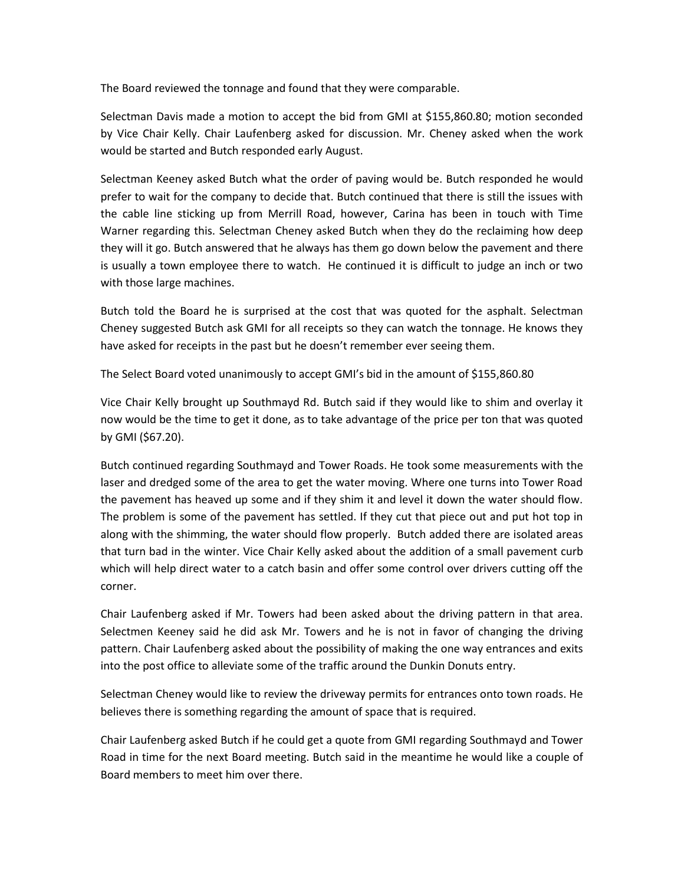The Board reviewed the tonnage and found that they were comparable.

Selectman Davis made a motion to accept the bid from GMI at $155,860.80; motion seconded by Vice Chair Kelly. Chair Laufenberg asked for discussion. Mr. Cheney asked when the work would be started and Butch responded early August.

Selectman Keeney asked Butch what the order of paving would be. Butch responded he would prefer to wait for the company to decide that. Butch continued that there is still the issues with the cable line sticking up from Merrill Road, however, Carina has been in touch with Time Warner regarding this. Selectman Cheney asked Butch when they do the reclaiming how deep they will it go. Butch answered that he always has them go down below the pavement and there is usually a town employee there to watch. He continued it is difficult to judge an inch or two with those large machines.

Butch told the Board he is surprised at the cost that was quoted for the asphalt. Selectman Cheney suggested Butch ask GMI for all receipts so they can watch the tonnage. He knows they have asked for receipts in the past but he doesn't remember ever seeing them.

The Select Board voted unanimously to accept GMI's bid in the amount of $155,860.80

Vice Chair Kelly brought up Southmayd Rd. Butch said if they would like to shim and overlay it now would be the time to get it done, as to take advantage of the price per ton that was quoted by GMI ($67.20).

Butch continued regarding Southmayd and Tower Roads. He took some measurements with the laser and dredged some of the area to get the water moving. Where one turns into Tower Road the pavement has heaved up some and if they shim it and level it down the water should flow. The problem is some of the pavement has settled. If they cut that piece out and put hot top in along with the shimming, the water should flow properly. Butch added there are isolated areas that turn bad in the winter. Vice Chair Kelly asked about the addition of a small pavement curb which will help direct water to a catch basin and offer some control over drivers cutting off the corner.

Chair Laufenberg asked if Mr. Towers had been asked about the driving pattern in that area. Selectmen Keeney said he did ask Mr. Towers and he is not in favor of changing the driving pattern. Chair Laufenberg asked about the possibility of making the one way entrances and exits into the post office to alleviate some of the traffic around the Dunkin Donuts entry.

Selectman Cheney would like to review the driveway permits for entrances onto town roads. He believes there is something regarding the amount of space that is required.

Chair Laufenberg asked Butch if he could get a quote from GMI regarding Southmayd and Tower Road in time for the next Board meeting. Butch said in the meantime he would like a couple of Board members to meet him over there.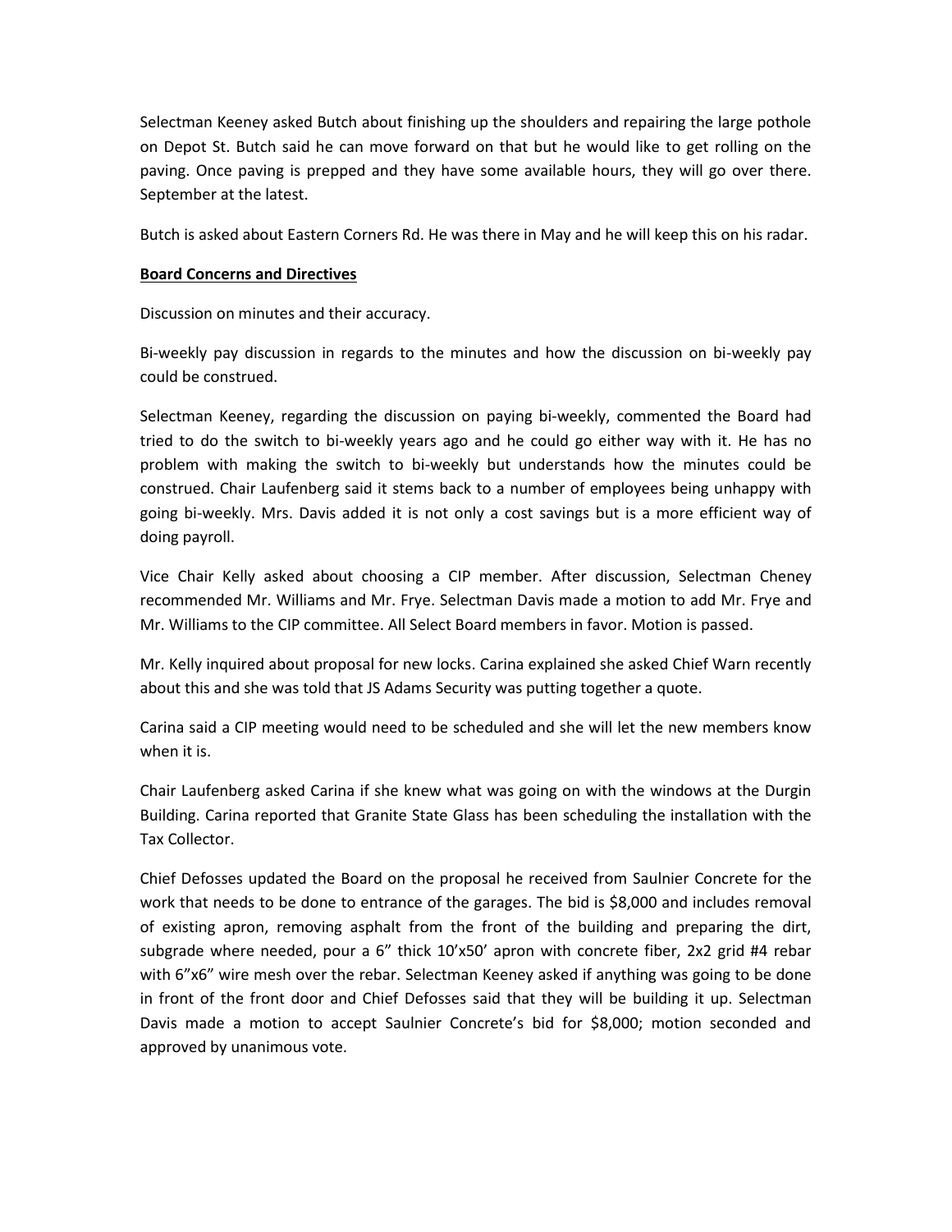Selectman Keeney asked Butch about finishing up the shoulders and repairing the large pothole on Depot St. Butch said he can move forward on that but he would like to get rolling on the paving. Once paving is prepped and they have some available hours, they will go over there. September at the latest.

Butch is asked about Eastern Corners Rd. He was there in May and he will keep this on his radar.

**Board Concerns and Directives**

Discussion on minutes and their accuracy.

Bi-weekly pay discussion in regards to the minutes and how the discussion on bi-weekly pay could be construed.

Selectman Keeney, regarding the discussion on paying bi-weekly, commented the Board had tried to do the switch to bi-weekly years ago and he could go either way with it. He has no problem with making the switch to bi-weekly but understands how the minutes could be construed. Chair Laufenberg said it stems back to a number of employees being unhappy with going bi-weekly. Mrs. Davis added it is not only a cost savings but is a more efficient way of doing payroll.

Vice Chair Kelly asked about choosing a CIP member. After discussion, Selectman Cheney recommended Mr. Williams and Mr. Frye. Selectman Davis made a motion to add Mr. Frye and Mr. Williams to the CIP committee. All Select Board members in favor. Motion is passed.

Mr. Kelly inquired about proposal for new locks. Carina explained she asked Chief Warn recently about this and she was told that JS Adams Security was putting together a quote.

Carina said a CIP meeting would need to be scheduled and she will let the new members know when it is.

Chair Laufenberg asked Carina if she knew what was going on with the windows at the Durgin Building. Carina reported that Granite State Glass has been scheduling the installation with the Tax Collector.

Chief Defosses updated the Board on the proposal he received from Saulnier Concrete for the work that needs to be done to entrance of the garages. The bid is $8,000 and includes removal of existing apron, removing asphalt from the front of the building and preparing the dirt, subgrade where needed, pour a 6" thick 10'x50' apron with concrete fiber, 2x2 grid #4 rebar with 6"x6" wire mesh over the rebar. Selectman Keeney asked if anything was going to be done in front of the front door and Chief Defosses said that they will be building it up. Selectman Davis made a motion to accept Saulnier Concrete's bid for $8,000; motion seconded and approved by unanimous vote.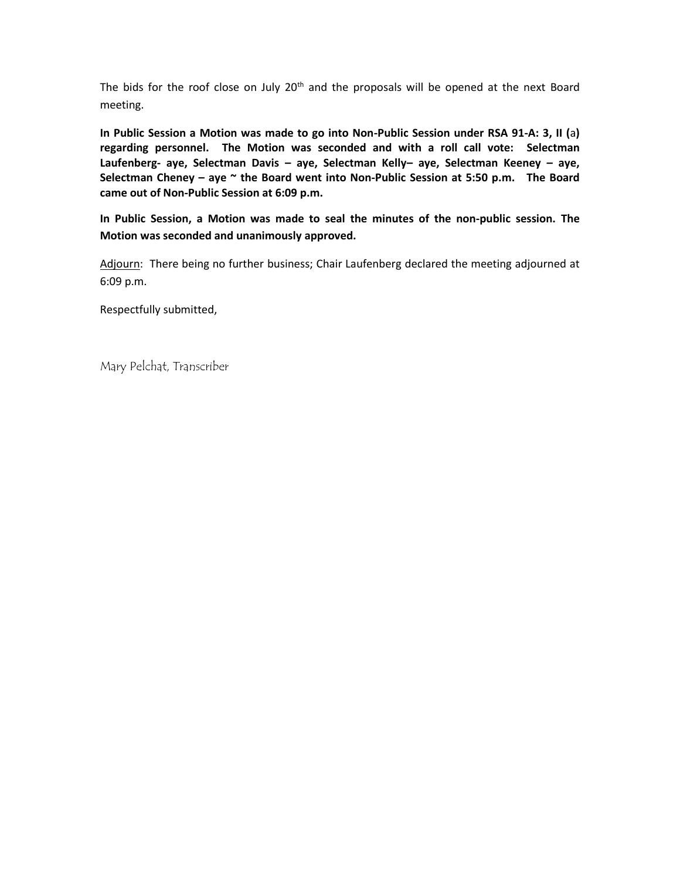The bids for the roof close on July 20th and the proposals will be opened at the next Board meeting.

**In Public Session a Motion was made to go into Non-Public Session under RSA 91-A: 3, II (**a**) regarding personnel. The Motion was seconded and with a roll call vote: Selectman Laufenberg- aye, Selectman Davis – aye, Selectman Kelly– aye, Selectman Keeney – aye, Selectman Cheney – aye ~ the Board went into Non-Public Session at 5:50 p.m. The Board came out of Non-Public Session at 6:09 p.m.**

**In Public Session, a Motion was made to seal the minutes of the non-public session. The Motion was seconded and unanimously approved.**

<u>Adjourn</u>: There being no further business; Chair Laufenberg declared the meeting adjourned at 6:09 p.m.

Respectfully submitted,

Mary Pelchat, Transcriber